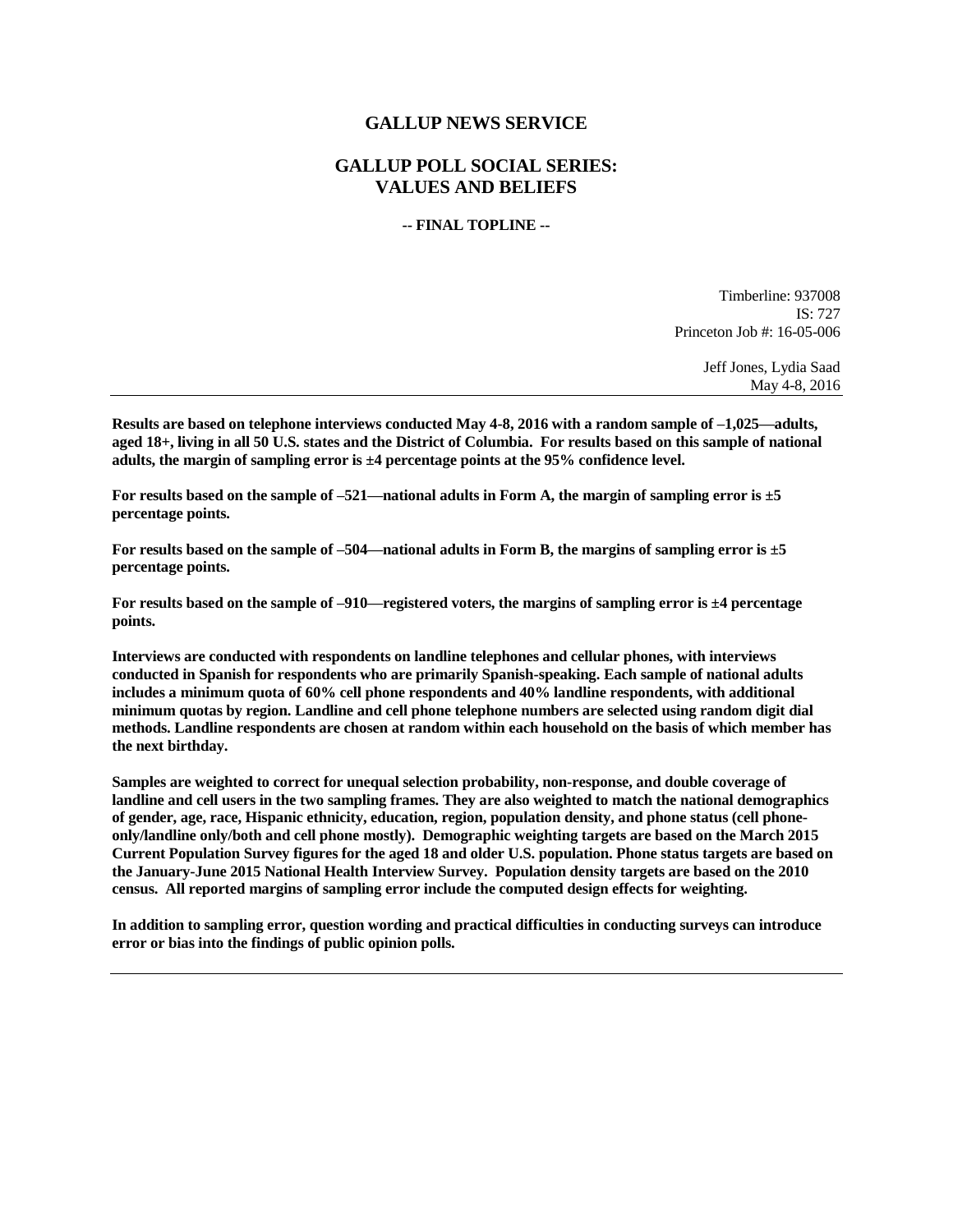# GALLUP NEWS SERVICE

## GALLUP POLL SOCIAL SERIES: VALUES AND BELIEFS

**-- FINAL TOPLINE --**

Timberline: 937008
IS: 727
Princeton Job #: 16-05-006

Jeff Jones, Lydia Saad
May 4-8, 2016

---

**Results are based on telephone interviews conducted May 4-8, 2016 with a random sample of –1,025—adults, aged 18+, living in all 50 U.S. states and the District of Columbia. For results based on this sample of national adults, the margin of sampling error is ±4 percentage points at the 95% confidence level.**

**For results based on the sample of –521—national adults in Form A, the margin of sampling error is ±5 percentage points.**

**For results based on the sample of –504—national adults in Form B, the margins of sampling error is ±5 percentage points.**

**For results based on the sample of –910—registered voters, the margins of sampling error is ±4 percentage points.**

**Interviews are conducted with respondents on landline telephones and cellular phones, with interviews conducted in Spanish for respondents who are primarily Spanish-speaking. Each sample of national adults includes a minimum quota of 60% cell phone respondents and 40% landline respondents, with additional minimum quotas by region. Landline and cell phone telephone numbers are selected using random digit dial methods. Landline respondents are chosen at random within each household on the basis of which member has the next birthday.**

**Samples are weighted to correct for unequal selection probability, non-response, and double coverage of landline and cell users in the two sampling frames. They are also weighted to match the national demographics of gender, age, race, Hispanic ethnicity, education, region, population density, and phone status (cell phone-only/landline only/both and cell phone mostly). Demographic weighting targets are based on the March 2015 Current Population Survey figures for the aged 18 and older U.S. population. Phone status targets are based on the January-June 2015 National Health Interview Survey. Population density targets are based on the 2010 census. All reported margins of sampling error include the computed design effects for weighting.**

**In addition to sampling error, question wording and practical difficulties in conducting surveys can introduce error or bias into the findings of public opinion polls.**

---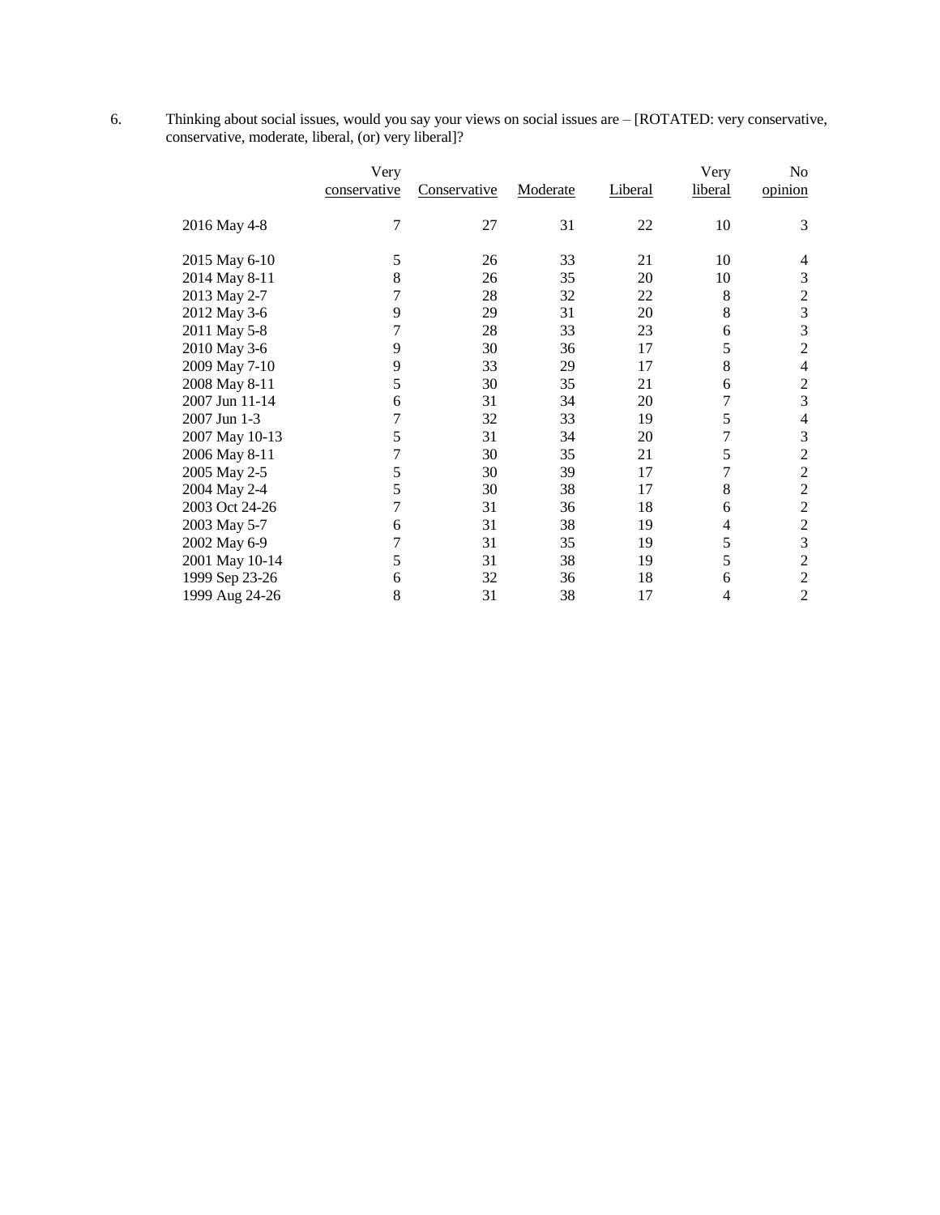6. Thinking about social issues, would you say your views on social issues are – [ROTATED: very conservative, conservative, moderate, liberal, (or) very liberal]?

| | Very conservative | Conservative | Moderate | Liberal | Very liberal | No opinion |
|---|---|---|---|---|---|---|
| 2016 May 4-8 | 7 | 27 | 31 | 22 | 10 | 3 |
| 2015 May 6-10 | 5 | 26 | 33 | 21 | 10 | 4 |
| 2014 May 8-11 | 8 | 26 | 35 | 20 | 10 | 3 |
| 2013 May 2-7 | 7 | 28 | 32 | 22 | 8 | 2 |
| 2012 May 3-6 | 9 | 29 | 31 | 20 | 8 | 3 |
| 2011 May 5-8 | 7 | 28 | 33 | 23 | 6 | 3 |
| 2010 May 3-6 | 9 | 30 | 36 | 17 | 5 | 2 |
| 2009 May 7-10 | 9 | 33 | 29 | 17 | 8 | 4 |
| 2008 May 8-11 | 5 | 30 | 35 | 21 | 6 | 2 |
| 2007 Jun 11-14 | 6 | 31 | 34 | 20 | 7 | 3 |
| 2007 Jun 1-3 | 7 | 32 | 33 | 19 | 5 | 4 |
| 2007 May 10-13 | 5 | 31 | 34 | 20 | 7 | 3 |
| 2006 May 8-11 | 7 | 30 | 35 | 21 | 5 | 2 |
| 2005 May 2-5 | 5 | 30 | 39 | 17 | 7 | 2 |
| 2004 May 2-4 | 5 | 30 | 38 | 17 | 8 | 2 |
| 2003 Oct 24-26 | 7 | 31 | 36 | 18 | 6 | 2 |
| 2003 May 5-7 | 6 | 31 | 38 | 19 | 4 | 2 |
| 2002 May 6-9 | 7 | 31 | 35 | 19 | 5 | 3 |
| 2001 May 10-14 | 5 | 31 | 38 | 19 | 5 | 2 |
| 1999 Sep 23-26 | 6 | 32 | 36 | 18 | 6 | 2 |
| 1999 Aug 24-26 | 8 | 31 | 38 | 17 | 4 | 2 |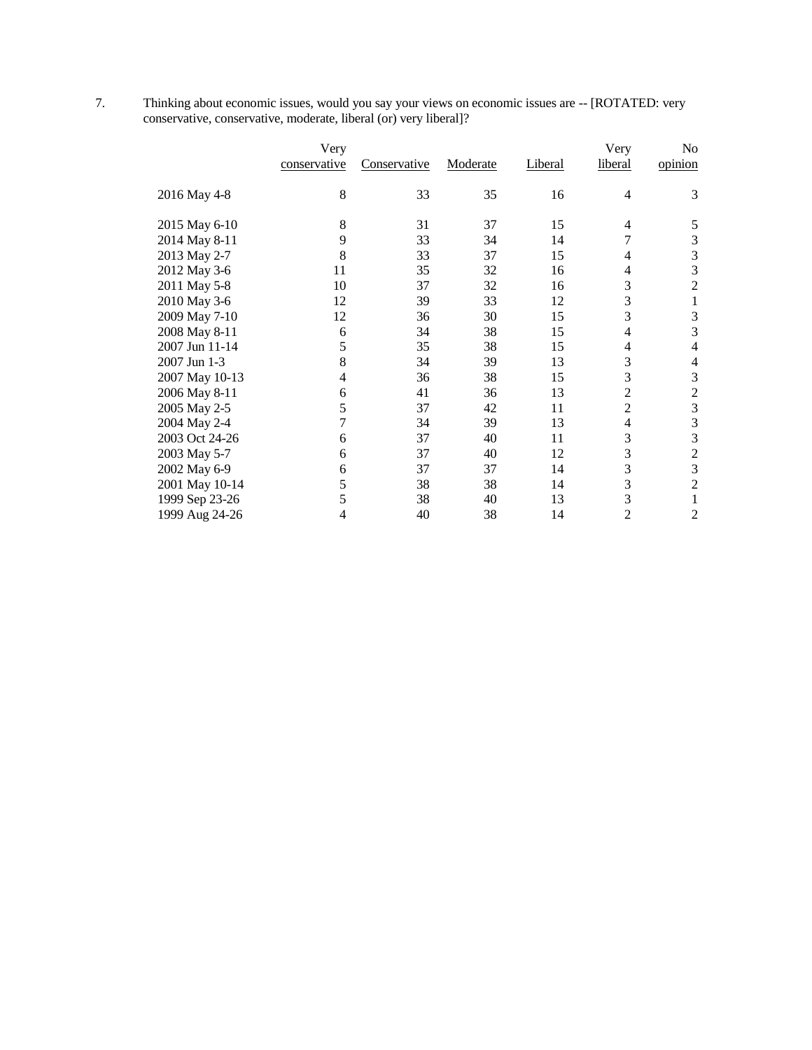7. Thinking about economic issues, would you say your views on economic issues are -- [ROTATED: very conservative, conservative, moderate, liberal (or) very liberal]?

| | Very conservative | Conservative | Moderate | Liberal | Very liberal | No opinion |
|---|---|---|---|---|---|---|
| 2016 May 4-8 | 8 | 33 | 35 | 16 | 4 | 3 |
| 2015 May 6-10 | 8 | 31 | 37 | 15 | 4 | 5 |
| 2014 May 8-11 | 9 | 33 | 34 | 14 | 7 | 3 |
| 2013 May 2-7 | 8 | 33 | 37 | 15 | 4 | 3 |
| 2012 May 3-6 | 11 | 35 | 32 | 16 | 4 | 3 |
| 2011 May 5-8 | 10 | 37 | 32 | 16 | 3 | 2 |
| 2010 May 3-6 | 12 | 39 | 33 | 12 | 3 | 1 |
| 2009 May 7-10 | 12 | 36 | 30 | 15 | 3 | 3 |
| 2008 May 8-11 | 6 | 34 | 38 | 15 | 4 | 3 |
| 2007 Jun 11-14 | 5 | 35 | 38 | 15 | 4 | 4 |
| 2007 Jun 1-3 | 8 | 34 | 39 | 13 | 3 | 4 |
| 2007 May 10-13 | 4 | 36 | 38 | 15 | 3 | 3 |
| 2006 May 8-11 | 6 | 41 | 36 | 13 | 2 | 2 |
| 2005 May 2-5 | 5 | 37 | 42 | 11 | 2 | 3 |
| 2004 May 2-4 | 7 | 34 | 39 | 13 | 4 | 3 |
| 2003 Oct 24-26 | 6 | 37 | 40 | 11 | 3 | 3 |
| 2003 May 5-7 | 6 | 37 | 40 | 12 | 3 | 2 |
| 2002 May 6-9 | 6 | 37 | 37 | 14 | 3 | 3 |
| 2001 May 10-14 | 5 | 38 | 38 | 14 | 3 | 2 |
| 1999 Sep 23-26 | 5 | 38 | 40 | 13 | 3 | 1 |
| 1999 Aug 24-26 | 4 | 40 | 38 | 14 | 2 | 2 |